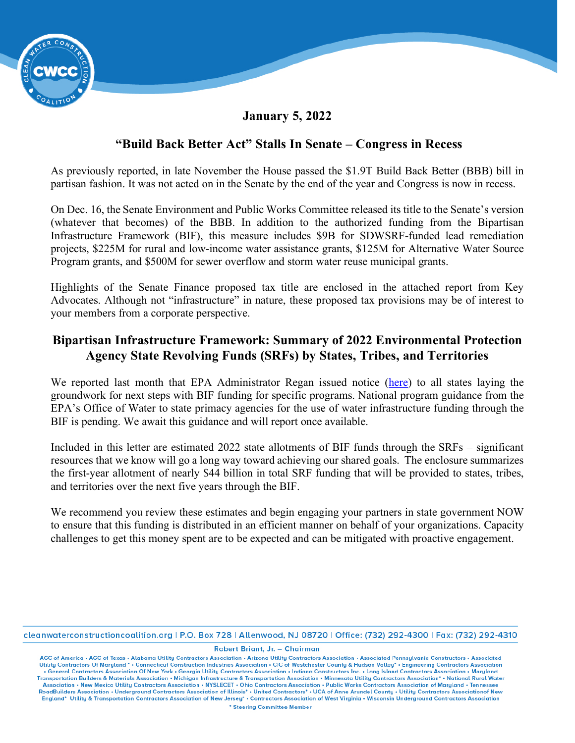**January 5, 2022**

## "Build Back Better Act" Stalls In Senate – Congress in Recess

As previously reported, in late November the House passed the $1.9T Build Back Better (BBB) bill in partisan fashion. It was not acted on in the Senate by the end of the year and Congress is now in recess.

On Dec. 16, the Senate Environment and Public Works Committee released its title to the Senate's version (whatever that becomes) of the BBB. In addition to the authorized funding from the Bipartisan Infrastructure Framework (BIF), this measure includes $9B for SDWSRF-funded lead remediation projects, $225M for rural and low-income water assistance grants, $125M for Alternative Water Source Program grants, and $500M for sewer overflow and storm water reuse municipal grants.

Highlights of the Senate Finance proposed tax title are enclosed in the attached report from Key Advocates. Although not "infrastructure" in nature, these proposed tax provisions may be of interest to your members from a corporate perspective.

## Bipartisan Infrastructure Framework: Summary of 2022 Environmental Protection Agency State Revolving Funds (SRFs) by States, Tribes, and Territories

We reported last month that EPA Administrator Regan issued notice (here) to all states laying the groundwork for next steps with BIF funding for specific programs. National program guidance from the EPA's Office of Water to state primacy agencies for the use of water infrastructure funding through the BIF is pending. We await this guidance and will report once available.

Included in this letter are estimated 2022 state allotments of BIF funds through the SRFs – significant resources that we know will go a long way toward achieving our shared goals. The enclosure summarizes the first-year allotment of nearly $44 billion in total SRF funding that will be provided to states, tribes, and territories over the next five years through the BIF.

We recommend you review these estimates and begin engaging your partners in state government NOW to ensure that this funding is distributed in an efficient manner on behalf of your organizations. Capacity challenges to get this money spent are to be expected and can be mitigated with proactive engagement.

cleanwaterconstructioncoalition.org | P.O. Box 728 | Allenwood, NJ 08720 | Office: (732) 292-4300 | Fax: (732) 292-4310

Robert Briant, Jr. – Chairman

AGC of America • AGC of Texas • Alabama Utility Contractors Association • Arizona Utility Contractors Association • Associated Pennsylvania Constructors • Associated Utility Contractors Of Maryland * • Connecticut Construction Industries Association • CIC of Westchester County & Hudson Valley* • Engineering Contractors Association • General Contractors Association Of New York • Georgia Utility Contractors Association • Indiana Constructors Inc. • Long Island Contractors Association • Maryland Transportation Builders & Materials Association • Michigan Infrastructure & Transportation Association • Minnesota Utility Contractors Association* • National Rural Water Association • New Mexico Utility Contractors Association • NYSLECET • Ohio Contractors Association • Public Works Contractors Association of Maryland • Tennessee RoadBuilders Association • Underground Contractors Association of Illinois* • United Contractors* • UCA of Anne Arundel County • Utility Contractors Associationof New England* Utility & Transportation Contractors Association of New Jersey* • Contractors Association of West Virginia • Wisconsin Underground Contractors Association

* Steering Committee Member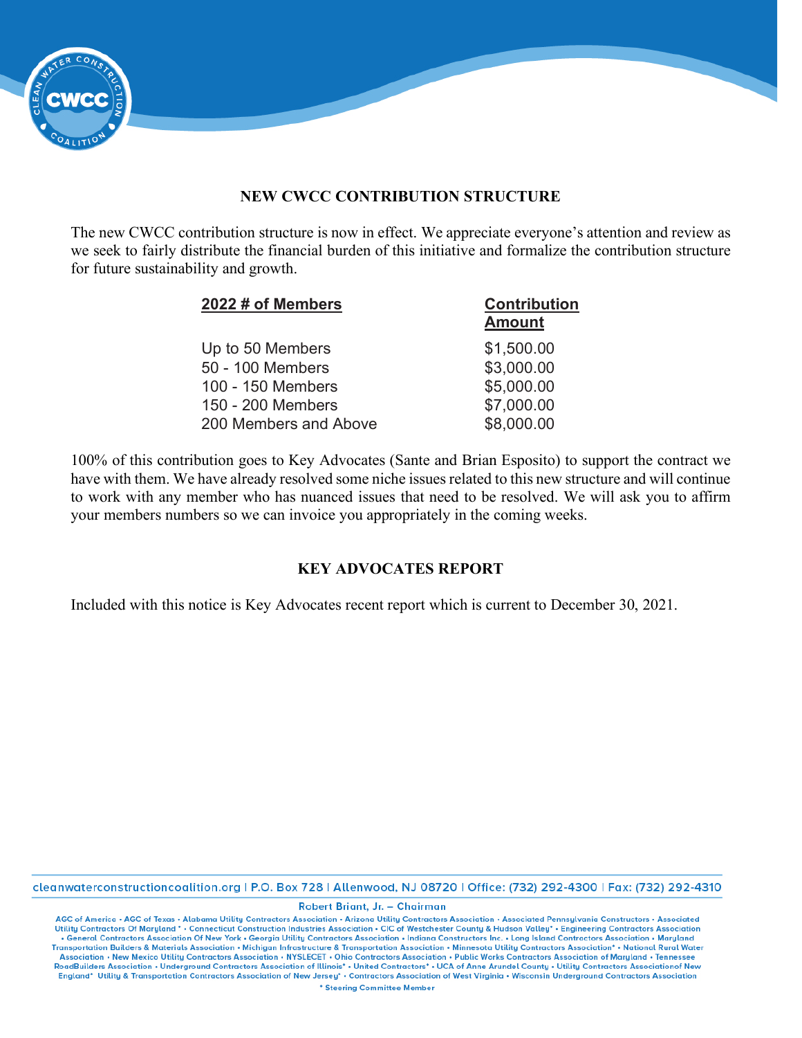## NEW CWCC CONTRIBUTION STRUCTURE

The new CWCC contribution structure is now in effect. We appreciate everyone's attention and review as we seek to fairly distribute the financial burden of this initiative and formalize the contribution structure for future sustainability and growth.

| 2022 # of Members | Contribution Amount |
| --- | --- |
| Up to 50 Members | $1,500.00 |
| 50 - 100 Members | $3,000.00 |
| 100 - 150 Members | $5,000.00 |
| 150 - 200 Members | $7,000.00 |
| 200 Members and Above | $8,000.00 |

100% of this contribution goes to Key Advocates (Sante and Brian Esposito) to support the contract we have with them. We have already resolved some niche issues related to this new structure and will continue to work with any member who has nuanced issues that need to be resolved. We will ask you to affirm your members numbers so we can invoice you appropriately in the coming weeks.

## KEY ADVOCATES REPORT

Included with this notice is Key Advocates recent report which is current to December 30, 2021.

cleanwaterconstructioncoalition.org | P.O. Box 728 | Allenwood, NJ 08720 | Office: (732) 292-4300 | Fax: (732) 292-4310

Robert Briant, Jr. – Chairman

AGC of America • AGC of Texas • Alabama Utility Contractors Association • Arizona Utility Contractors Association • Associated Pennsylvania Constructors • Associated Utility Contractors Of Maryland * • Connecticut Construction Industries Association • CIC of Westchester County & Hudson Valley* • Engineering Contractors Association • General Contractors Association Of New York • Georgia Utility Contractors Association • Indiana Constructors Inc. • Long Island Contractors Association • Maryland Transportation Builders & Materials Association • Michigan Infrastructure & Transportation Association • Minnesota Utility Contractors Association* • National Rural Water Association • New Mexico Utility Contractors Association • NYSLECET • Ohio Contractors Association • Public Works Contractors Association of Maryland • Tennessee RoadBuilders Association • Underground Contractors Association of Illinois* • United Contractors* • UCA of Anne Arundel County • Utility Contractors Associationof New England* Utility & Transportation Contractors Association of New Jersey* • Contractors Association of West Virginia • Wisconsin Underground Contractors Association

* Steering Committee Member